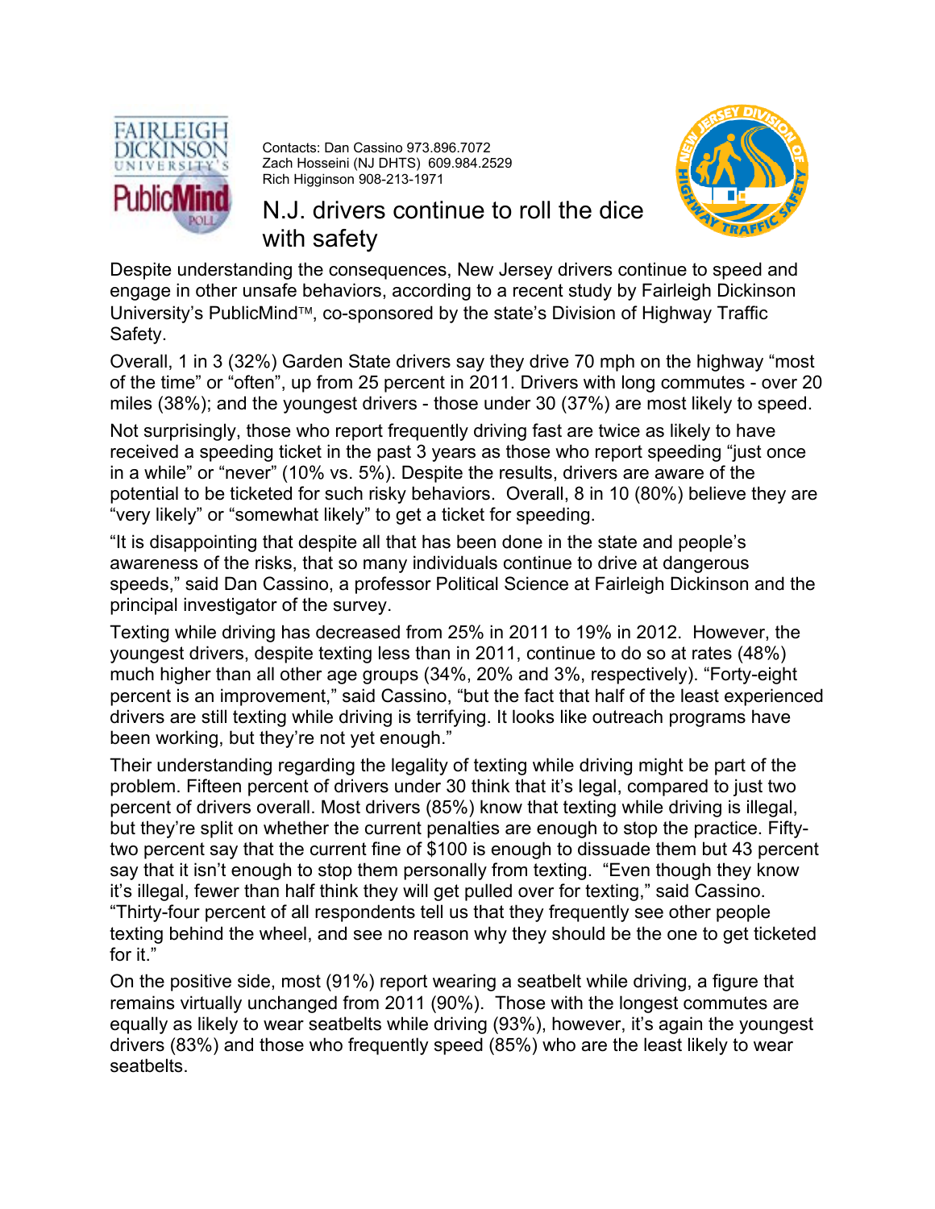Contacts: Dan Cassino 973.896.7072
Zach Hosseini (NJ DHTS) 609.984.2529
Rich Higginson 908-213-1971

# N.J. drivers continue to roll the dice with safety

Despite understanding the consequences, New Jersey drivers continue to speed and engage in other unsafe behaviors, according to a recent study by Fairleigh Dickinson University's PublicMind™, co-sponsored by the state's Division of Highway Traffic Safety.

Overall, 1 in 3 (32%) Garden State drivers say they drive 70 mph on the highway "most of the time" or "often", up from 25 percent in 2011. Drivers with long commutes - over 20 miles (38%); and the youngest drivers - those under 30 (37%) are most likely to speed.

Not surprisingly, those who report frequently driving fast are twice as likely to have received a speeding ticket in the past 3 years as those who report speeding "just once in a while" or "never" (10% vs. 5%). Despite the results, drivers are aware of the potential to be ticketed for such risky behaviors. Overall, 8 in 10 (80%) believe they are "very likely" or "somewhat likely" to get a ticket for speeding.

"It is disappointing that despite all that has been done in the state and people's awareness of the risks, that so many individuals continue to drive at dangerous speeds," said Dan Cassino, a professor Political Science at Fairleigh Dickinson and the principal investigator of the survey.

Texting while driving has decreased from 25% in 2011 to 19% in 2012. However, the youngest drivers, despite texting less than in 2011, continue to do so at rates (48%) much higher than all other age groups (34%, 20% and 3%, respectively). "Forty-eight percent is an improvement," said Cassino, "but the fact that half of the least experienced drivers are still texting while driving is terrifying. It looks like outreach programs have been working, but they're not yet enough."

Their understanding regarding the legality of texting while driving might be part of the problem. Fifteen percent of drivers under 30 think that it's legal, compared to just two percent of drivers overall. Most drivers (85%) know that texting while driving is illegal, but they're split on whether the current penalties are enough to stop the practice. Fifty-two percent say that the current fine of $100 is enough to dissuade them but 43 percent say that it isn't enough to stop them personally from texting. "Even though they know it's illegal, fewer than half think they will get pulled over for texting," said Cassino. "Thirty-four percent of all respondents tell us that they frequently see other people texting behind the wheel, and see no reason why they should be the one to get ticketed for it."

On the positive side, most (91%) report wearing a seatbelt while driving, a figure that remains virtually unchanged from 2011 (90%). Those with the longest commutes are equally as likely to wear seatbelts while driving (93%), however, it's again the youngest drivers (83%) and those who frequently speed (85%) who are the least likely to wear seatbelts.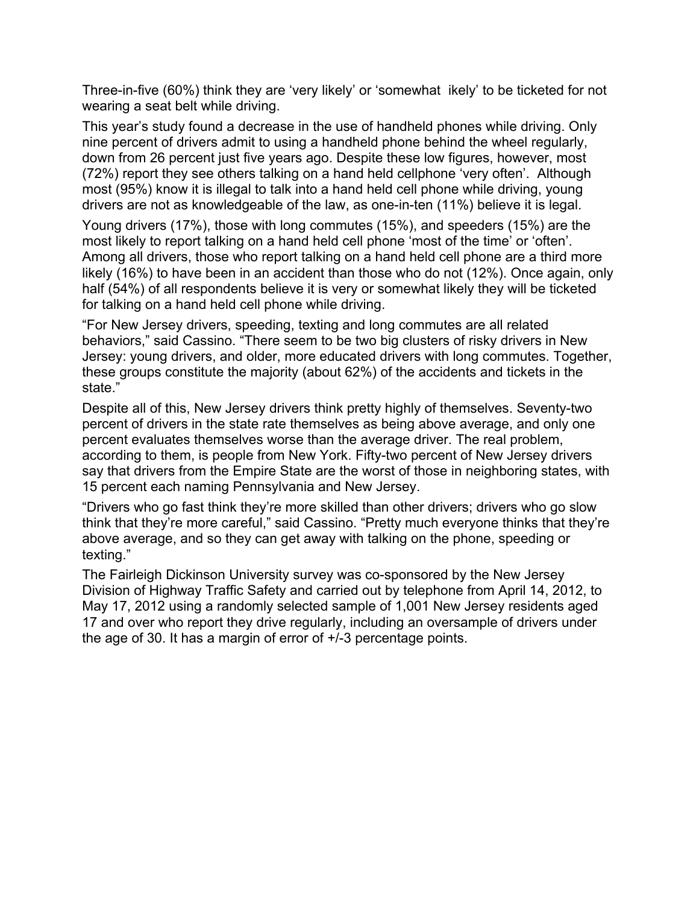Three-in-five (60%) think they are 'very likely' or 'somewhat ikely' to be ticketed for not wearing a seat belt while driving.

This year's study found a decrease in the use of handheld phones while driving. Only nine percent of drivers admit to using a handheld phone behind the wheel regularly, down from 26 percent just five years ago. Despite these low figures, however, most (72%) report they see others talking on a hand held cellphone 'very often'. Although most (95%) know it is illegal to talk into a hand held cell phone while driving, young drivers are not as knowledgeable of the law, as one-in-ten (11%) believe it is legal.

Young drivers (17%), those with long commutes (15%), and speeders (15%) are the most likely to report talking on a hand held cell phone 'most of the time' or 'often'. Among all drivers, those who report talking on a hand held cell phone are a third more likely (16%) to have been in an accident than those who do not (12%). Once again, only half (54%) of all respondents believe it is very or somewhat likely they will be ticketed for talking on a hand held cell phone while driving.

"For New Jersey drivers, speeding, texting and long commutes are all related behaviors," said Cassino. "There seem to be two big clusters of risky drivers in New Jersey: young drivers, and older, more educated drivers with long commutes. Together, these groups constitute the majority (about 62%) of the accidents and tickets in the state."

Despite all of this, New Jersey drivers think pretty highly of themselves. Seventy-two percent of drivers in the state rate themselves as being above average, and only one percent evaluates themselves worse than the average driver. The real problem, according to them, is people from New York. Fifty-two percent of New Jersey drivers say that drivers from the Empire State are the worst of those in neighboring states, with 15 percent each naming Pennsylvania and New Jersey.

"Drivers who go fast think they're more skilled than other drivers; drivers who go slow think that they're more careful," said Cassino. "Pretty much everyone thinks that they're above average, and so they can get away with talking on the phone, speeding or texting."

The Fairleigh Dickinson University survey was co-sponsored by the New Jersey Division of Highway Traffic Safety and carried out by telephone from April 14, 2012, to May 17, 2012 using a randomly selected sample of 1,001 New Jersey residents aged 17 and over who report they drive regularly, including an oversample of drivers under the age of 30. It has a margin of error of +/-3 percentage points.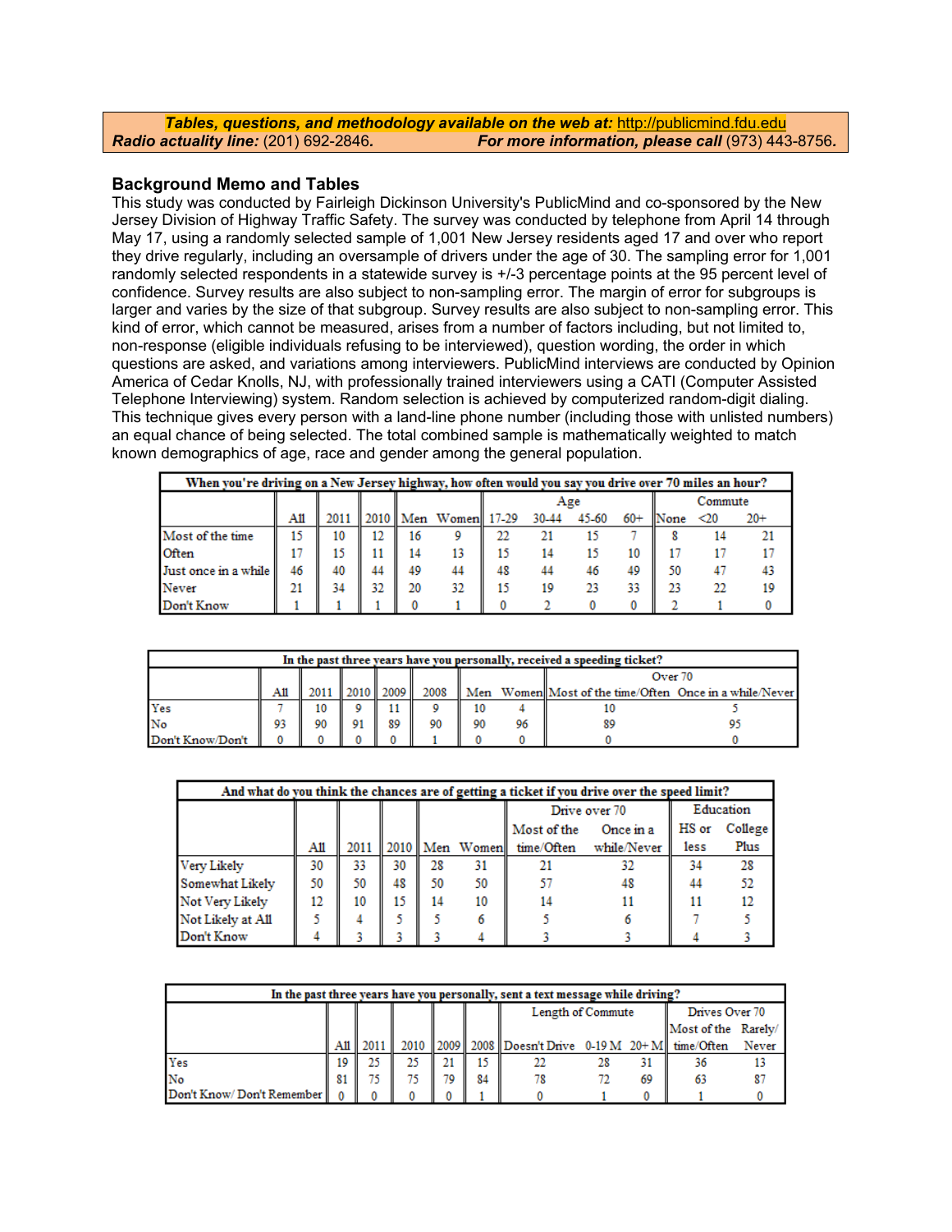***Tables, questions, and methodology available on the web at:*** http://publicmind.fdu.edu
***Radio actuality line:*** (201) 692-2846***.*** ***For more information, please call*** (973) 443-8756***.***

## Background Memo and Tables

This study was conducted by Fairleigh Dickinson University's PublicMind and co-sponsored by the New Jersey Division of Highway Traffic Safety. The survey was conducted by telephone from April 14 through May 17, using a randomly selected sample of 1,001 New Jersey residents aged 17 and over who report they drive regularly, including an oversample of drivers under the age of 30. The sampling error for 1,001 randomly selected respondents in a statewide survey is +/-3 percentage points at the 95 percent level of confidence. Survey results are also subject to non-sampling error. The margin of error for subgroups is larger and varies by the size of that subgroup. Survey results are also subject to non-sampling error. This kind of error, which cannot be measured, arises from a number of factors including, but not limited to, non-response (eligible individuals refusing to be interviewed), question wording, the order in which questions are asked, and variations among interviewers. PublicMind interviews are conducted by Opinion America of Cedar Knolls, NJ, with professionally trained interviewers using a CATI (Computer Assisted Telephone Interviewing) system. Random selection is achieved by computerized random-digit dialing. This technique gives every person with a land-line phone number (including those with unlisted numbers) an equal chance of being selected. The total combined sample is mathematically weighted to match known demographics of age, race and gender among the general population.

**When you're driving on a New Jersey highway, how often would you say you drive over 70 miles an hour?**

| | | | | | | Age | | | | Commute | | |
|---|---|---|---|---|---|---|---|---|---|---|---|---|
| | All | 2011 | 2010 | Men | Women | 17-29 | 30-44 | 45-60 | 60+ | None | <20 | 20+ |
| Most of the time | 15 | 10 | 12 | 16 | 9 | 22 | 21 | 15 | 7 | 8 | 14 | 21 |
| Often | 17 | 15 | 11 | 14 | 13 | 15 | 14 | 15 | 10 | 17 | 17 | 17 |
| Just once in a while | 46 | 40 | 44 | 49 | 44 | 48 | 44 | 46 | 49 | 50 | 47 | 43 |
| Never | 21 | 34 | 32 | 20 | 32 | 15 | 19 | 23 | 33 | 23 | 22 | 19 |
| Don't Know | 1 | 1 | 1 | 0 | 1 | 0 | 2 | 0 | 0 | 2 | 1 | 0 |

**In the past three years have you personally, received a speeding ticket?**

| | | | | | | | | Over 70 | |
|---|---|---|---|---|---|---|---|---|---|
| | All | 2011 | 2010 | 2009 | 2008 | Men | Women | Most of the time/Often | Once in a while/Never |
| Yes | 7 | 10 | 9 | 11 | 9 | 10 | 4 | 10 | 5 |
| No | 93 | 90 | 91 | 89 | 90 | 90 | 96 | 89 | 95 |
| Don't Know/Don't | 0 | 0 | 0 | 0 | 1 | 0 | 0 | 0 | 0 |

**And what do you think the chances are of getting a ticket if you drive over the speed limit?**

| | | | | | | Drive over 70 | | Education | |
|---|---|---|---|---|---|---|---|---|---|
| | All | 2011 | 2010 | Men | Women | Most of the time/Often | Once in a while/Never | HS or less | College Plus |
| Very Likely | 30 | 33 | 30 | 28 | 31 | 21 | 32 | 34 | 28 |
| Somewhat Likely | 50 | 50 | 48 | 50 | 50 | 57 | 48 | 44 | 52 |
| Not Very Likely | 12 | 10 | 15 | 14 | 10 | 14 | 11 | 11 | 12 |
| Not Likely at All | 5 | 4 | 5 | 5 | 6 | 5 | 6 | 7 | 5 |
| Don't Know | 4 | 3 | 3 | 3 | 4 | 3 | 3 | 4 | 3 |

**In the past three years have you personally, sent a text message while driving?**

| | | | | | | Length of Commute | | | Drives Over 70 | |
|---|---|---|---|---|---|---|---|---|---|---|
| | All | 2011 | 2010 | 2009 | 2008 | Doesn't Drive | 0-19 M | 20+ M | Most of the time/Often | Rarely/Never |
| Yes | 19 | 25 | 25 | 21 | 15 | 22 | 28 | 31 | 36 | 13 |
| No | 81 | 75 | 75 | 79 | 84 | 78 | 72 | 69 | 63 | 87 |
| Don't Know/ Don't Remember | 0 | 0 | 0 | 0 | 1 | 0 | 1 | 0 | 1 | 0 |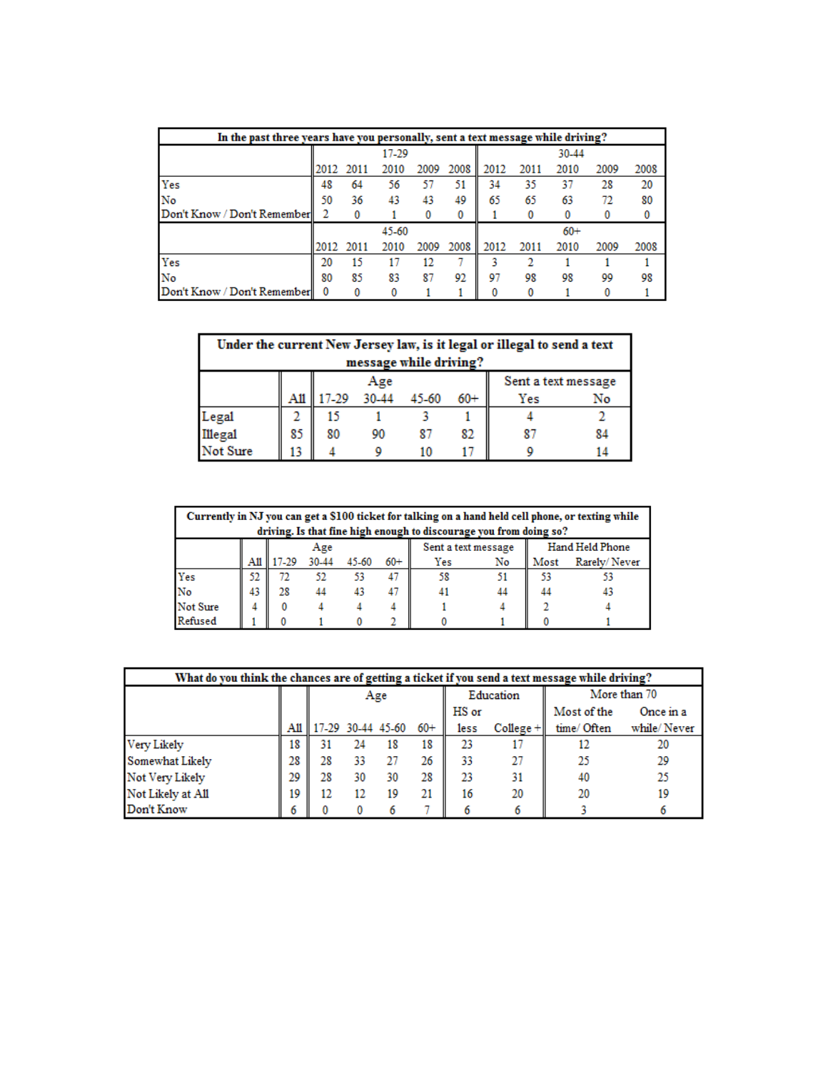**In the past three years have you personally, sent a text message while driving?**

| | 17-29 | | | | | 30-44 | | | | |
|---|---|---|---|---|---|---|---|---|---|---|
| | 2012 | 2011 | 2010 | 2009 | 2008 | 2012 | 2011 | 2010 | 2009 | 2008 |
| Yes | 48 | 64 | 56 | 57 | 51 | 34 | 35 | 37 | 28 | 20 |
| No | 50 | 36 | 43 | 43 | 49 | 65 | 65 | 63 | 72 | 80 |
| Don't Know / Don't Remember | 2 | 0 | 1 | 0 | 0 | 1 | 0 | 0 | 0 | 0 |
| | 45-60 | | | | | 60+ | | | | |
| | 2012 | 2011 | 2010 | 2009 | 2008 | 2012 | 2011 | 2010 | 2009 | 2008 |
| Yes | 20 | 15 | 17 | 12 | 7 | 3 | 2 | 1 | 1 | 1 |
| No | 80 | 85 | 83 | 87 | 92 | 97 | 98 | 98 | 99 | 98 |
| Don't Know / Don't Remember | 0 | 0 | 0 | 1 | 1 | 0 | 0 | 1 | 0 | 1 |

**Under the current New Jersey law, is it legal or illegal to send a text message while driving?**

| | | Age | | | | Sent a text message | |
|---|---|---|---|---|---|---|---|
| | All | 17-29 | 30-44 | 45-60 | 60+ | Yes | No |
| Legal | 2 | 15 | 1 | 3 | 1 | 4 | 2 |
| Illegal | 85 | 80 | 90 | 87 | 82 | 87 | 84 |
| Not Sure | 13 | 4 | 9 | 10 | 17 | 9 | 14 |

**Currently in NJ you can get a $100 ticket for talking on a hand held cell phone, or texting while driving. Is that fine high enough to discourage you from doing so?**

| | | Age | | | | Sent a text message | | Hand Held Phone | |
|---|---|---|---|---|---|---|---|---|---|
| | All | 17-29 | 30-44 | 45-60 | 60+ | Yes | No | Most | Rarely/ Never |
| Yes | 52 | 72 | 52 | 53 | 47 | 58 | 51 | 53 | 53 |
| No | 43 | 28 | 44 | 43 | 47 | 41 | 44 | 44 | 43 |
| Not Sure | 4 | 0 | 4 | 4 | 4 | 1 | 4 | 2 | 4 |
| Refused | 1 | 0 | 1 | 0 | 2 | 0 | 1 | 0 | 1 |

**What do you think the chances are of getting a ticket if you send a text message while driving?**

| | | Age | | | | Education | | More than 70 | |
|---|---|---|---|---|---|---|---|---|---|
| | All | 17-29 | 30-44 | 45-60 | 60+ | HS or less | College + | Most of the time/ Often | Once in a while/ Never |
| Very Likely | 18 | 31 | 24 | 18 | 18 | 23 | 17 | 12 | 20 |
| Somewhat Likely | 28 | 28 | 33 | 27 | 26 | 33 | 27 | 25 | 29 |
| Not Very Likely | 29 | 28 | 30 | 30 | 28 | 23 | 31 | 40 | 25 |
| Not Likely at All | 19 | 12 | 12 | 19 | 21 | 16 | 20 | 20 | 19 |
| Don't Know | 6 | 0 | 0 | 6 | 7 | 6 | 6 | 3 | 6 |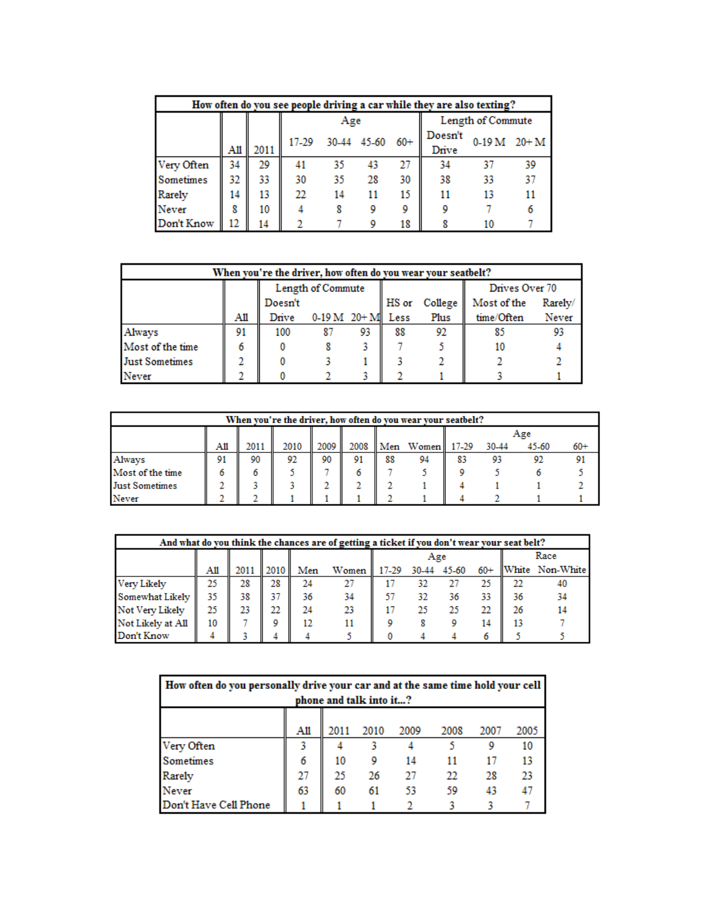| How often do you see people driving a car while they are also texting? | | | | | | | | | |
|---|---|---|---|---|---|---|---|---|---|
| | | | Age | | | | Length of Commute | | |
| | All | 2011 | 17-29 | 30-44 | 45-60 | 60+ | Doesn't Drive | 0-19 M | 20+ M |
| Very Often | 34 | 29 | 41 | 35 | 43 | 27 | 34 | 37 | 39 |
| Sometimes | 32 | 33 | 30 | 35 | 28 | 30 | 38 | 33 | 37 |
| Rarely | 14 | 13 | 22 | 14 | 11 | 15 | 11 | 13 | 11 |
| Never | 8 | 10 | 4 | 8 | 9 | 9 | 9 | 7 | 6 |
| Don't Know | 12 | 14 | 2 | 7 | 9 | 18 | 8 | 10 | 7 |

| When you're the driver, how often do you wear your seatbelt? | | | | | | | | |
|---|---|---|---|---|---|---|---|---|
| | | Length of Commute | | | | | Drives Over 70 | |
| | All | Doesn't Drive | 0-19 M | 20+ M | HS or Less | College Plus | Most of the time/Often | Rarely/Never |
| Always | 91 | 100 | 87 | 93 | 88 | 92 | 85 | 93 |
| Most of the time | 6 | 0 | 8 | 3 | 7 | 5 | 10 | 4 |
| Just Sometimes | 2 | 0 | 3 | 1 | 3 | 2 | 2 | 2 |
| Never | 2 | 0 | 2 | 3 | 2 | 1 | 3 | 1 |

| When you're the driver, how often do you wear your seatbelt? | | | | | | | | | | | |
|---|---|---|---|---|---|---|---|---|---|---|---|
| | | | | | | | | Age | | | |
| | All | 2011 | 2010 | 2009 | 2008 | Men | Women | 17-29 | 30-44 | 45-60 | 60+ |
| Always | 91 | 90 | 92 | 90 | 91 | 88 | 94 | 83 | 93 | 92 | 91 |
| Most of the time | 6 | 6 | 5 | 7 | 6 | 7 | 5 | 9 | 5 | 6 | 5 |
| Just Sometimes | 2 | 3 | 3 | 2 | 2 | 2 | 1 | 4 | 1 | 1 | 2 |
| Never | 2 | 2 | 1 | 1 | 1 | 2 | 1 | 4 | 2 | 1 | 1 |

| And what do you think the chances are of getting a ticket if you don't wear your seat belt? | | | | | | | | | | | |
|---|---|---|---|---|---|---|---|---|---|---|---|
| | | | | | | Age | | | | Race | |
| | All | 2011 | 2010 | Men | Women | 17-29 | 30-44 | 45-60 | 60+ | White | Non-White |
| Very Likely | 25 | 28 | 28 | 24 | 27 | 17 | 32 | 27 | 25 | 22 | 40 |
| Somewhat Likely | 35 | 38 | 37 | 36 | 34 | 57 | 32 | 36 | 33 | 36 | 34 |
| Not Very Likely | 25 | 23 | 22 | 24 | 23 | 17 | 25 | 25 | 22 | 26 | 14 |
| Not Likely at All | 10 | 7 | 9 | 12 | 11 | 9 | 8 | 9 | 14 | 13 | 7 |
| Don't Know | 4 | 3 | 4 | 4 | 5 | 0 | 4 | 4 | 6 | 5 | 5 |

| How often do you personally drive your car and at the same time hold your cell phone and talk into it...? | | | | | | | |
|---|---|---|---|---|---|---|---|
| | All | 2011 | 2010 | 2009 | 2008 | 2007 | 2005 |
| Very Often | 3 | 4 | 3 | 4 | 5 | 9 | 10 |
| Sometimes | 6 | 10 | 9 | 14 | 11 | 17 | 13 |
| Rarely | 27 | 25 | 26 | 27 | 22 | 28 | 23 |
| Never | 63 | 60 | 61 | 53 | 59 | 43 | 47 |
| Don't Have Cell Phone | 1 | 1 | 1 | 2 | 3 | 3 | 7 |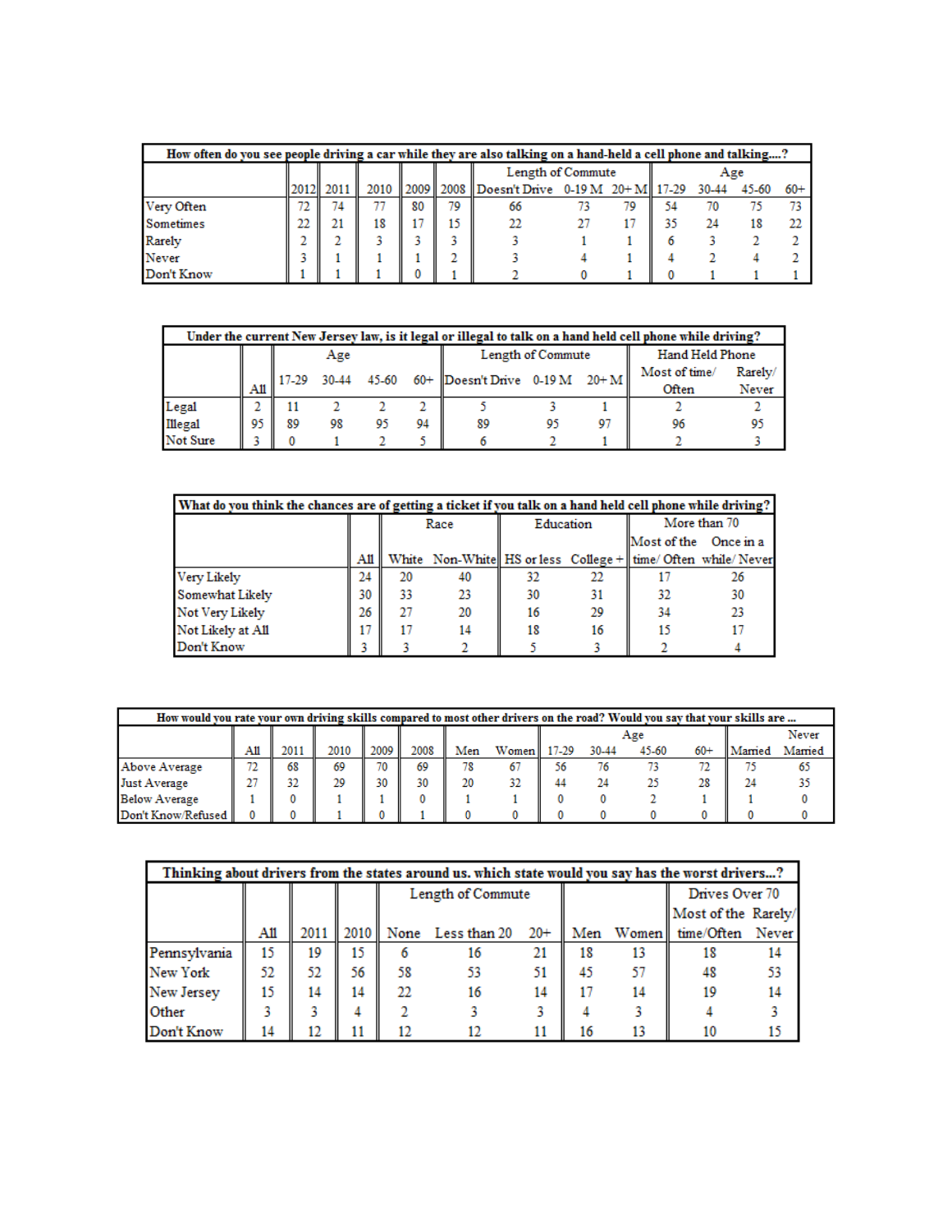| How often do you see people driving a car while they are also talking on a hand-held a cell phone and talking....? | | | | | | | | | | | | |
|---|---|---|---|---|---|---|---|---|---|---|---|---|
| | | | | | | Length of Commute | | | Age | | | |
| | 2012 | 2011 | 2010 | 2009 | 2008 | Doesn't Drive | 0-19 M | 20+ M | 17-29 | 30-44 | 45-60 | 60+ |
| Very Often | 72 | 74 | 77 | 80 | 79 | 66 | 73 | 79 | 54 | 70 | 75 | 73 |
| Sometimes | 22 | 21 | 18 | 17 | 15 | 22 | 27 | 17 | 35 | 24 | 18 | 22 |
| Rarely | 2 | 2 | 3 | 3 | 3 | 3 | 1 | 1 | 6 | 3 | 2 | 2 |
| Never | 3 | 1 | 1 | 1 | 2 | 3 | 4 | 1 | 4 | 2 | 4 | 2 |
| Don't Know | 1 | 1 | 1 | 0 | 1 | 2 | 0 | 1 | 0 | 1 | 1 | 1 |

| Under the current New Jersey law, is it legal or illegal to talk on a hand held cell phone while driving? | | | | | | | | | | |
|---|---|---|---|---|---|---|---|---|---|---|
| | | Age | | | | Length of Commute | | | Hand Held Phone | |
| | All | 17-29 | 30-44 | 45-60 | 60+ | Doesn't Drive | 0-19 M | 20+ M | Most of time/ Often | Rarely/ Never |
| Legal | 2 | 11 | 2 | 2 | 2 | 5 | 3 | 1 | 2 | 2 |
| Illegal | 95 | 89 | 98 | 95 | 94 | 89 | 95 | 97 | 96 | 95 |
| Not Sure | 3 | 0 | 1 | 2 | 5 | 6 | 2 | 1 | 2 | 3 |

| What do you think the chances are of getting a ticket if you talk on a hand held cell phone while driving? | | | | | | | |
|---|---|---|---|---|---|---|---|
| | | Race | | Education | | More than 70 | |
| | All | White | Non-White | HS or less | College + | Most of the time/ Often | Once in a while/ Never |
| Very Likely | 24 | 20 | 40 | 32 | 22 | 17 | 26 |
| Somewhat Likely | 30 | 33 | 23 | 30 | 31 | 32 | 30 |
| Not Very Likely | 26 | 27 | 20 | 16 | 29 | 34 | 23 |
| Not Likely at All | 17 | 17 | 14 | 18 | 16 | 15 | 17 |
| Don't Know | 3 | 3 | 2 | 5 | 3 | 2 | 4 |

| How would you rate your own driving skills compared to most other drivers on the road? Would you say that your skills are ... | | | | | | | | | | | | | |
|---|---|---|---|---|---|---|---|---|---|---|---|---|---|
| | | | | | | | | Age | | | | | |
| | All | 2011 | 2010 | 2009 | 2008 | Men | Women | 17-29 | 30-44 | 45-60 | 60+ | Married | Never Married |
| Above Average | 72 | 68 | 69 | 70 | 69 | 78 | 67 | 56 | 76 | 73 | 72 | 75 | 65 |
| Just Average | 27 | 32 | 29 | 30 | 30 | 20 | 32 | 44 | 24 | 25 | 28 | 24 | 35 |
| Below Average | 1 | 0 | 1 | 1 | 0 | 1 | 1 | 0 | 0 | 2 | 1 | 1 | 0 |
| Don't Know/Refused | 0 | 0 | 1 | 0 | 1 | 0 | 0 | 0 | 0 | 0 | 0 | 0 | 0 |

| Thinking about drivers from the states around us. which state would you say has the worst drivers...? | | | | | | | | | | |
|---|---|---|---|---|---|---|---|---|---|---|
| | | | | Length of Commute | | | | | Drives Over 70 | |
| | All | 2011 | 2010 | None | Less than 20 | 20+ | Men | Women | Most of the time/Often | Rarely/ Never |
| Pennsylvania | 15 | 19 | 15 | 6 | 16 | 21 | 18 | 13 | 18 | 14 |
| New York | 52 | 52 | 56 | 58 | 53 | 51 | 45 | 57 | 48 | 53 |
| New Jersey | 15 | 14 | 14 | 22 | 16 | 14 | 17 | 14 | 19 | 14 |
| Other | 3 | 3 | 4 | 2 | 3 | 3 | 4 | 3 | 4 | 3 |
| Don't Know | 14 | 12 | 11 | 12 | 12 | 11 | 16 | 13 | 10 | 15 |